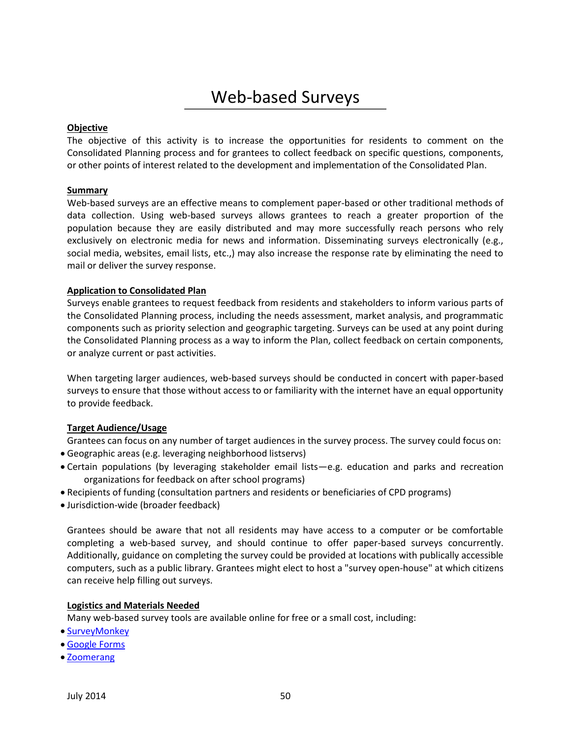# Web-based Surveys

**Objective**

The objective of this activity is to increase the opportunities for residents to comment on the Consolidated Planning process and for grantees to collect feedback on specific questions, components, or other points of interest related to the development and implementation of the Consolidated Plan.

**Summary**

Web-based surveys are an effective means to complement paper-based or other traditional methods of data collection. Using web-based surveys allows grantees to reach a greater proportion of the population because they are easily distributed and may more successfully reach persons who rely exclusively on electronic media for news and information. Disseminating surveys electronically (e.g., social media, websites, email lists, etc.,) may also increase the response rate by eliminating the need to mail or deliver the survey response.

**Application to Consolidated Plan**

Surveys enable grantees to request feedback from residents and stakeholders to inform various parts of the Consolidated Planning process, including the needs assessment, market analysis, and programmatic components such as priority selection and geographic targeting. Surveys can be used at any point during the Consolidated Planning process as a way to inform the Plan, collect feedback on certain components, or analyze current or past activities.

When targeting larger audiences, web-based surveys should be conducted in concert with paper-based surveys to ensure that those without access to or familiarity with the internet have an equal opportunity to provide feedback.

**Target Audience/Usage**

Grantees can focus on any number of target audiences in the survey process. The survey could focus on:

- Geographic areas (e.g. leveraging neighborhood listservs)
- Certain populations (by leveraging stakeholder email lists—e.g. education and parks and recreation organizations for feedback on after school programs)
- Recipients of funding (consultation partners and residents or beneficiaries of CPD programs)
- Jurisdiction-wide (broader feedback)

Grantees should be aware that not all residents may have access to a computer or be comfortable completing a web-based survey, and should continue to offer paper-based surveys concurrently. Additionally, guidance on completing the survey could be provided at locations with publically accessible computers, such as a public library. Grantees might elect to host a "survey open-house" at which citizens can receive help filling out surveys.

**Logistics and Materials Needed**

Many web-based survey tools are available online for free or a small cost, including:

- SurveyMonkey
- Google Forms
- Zoomerang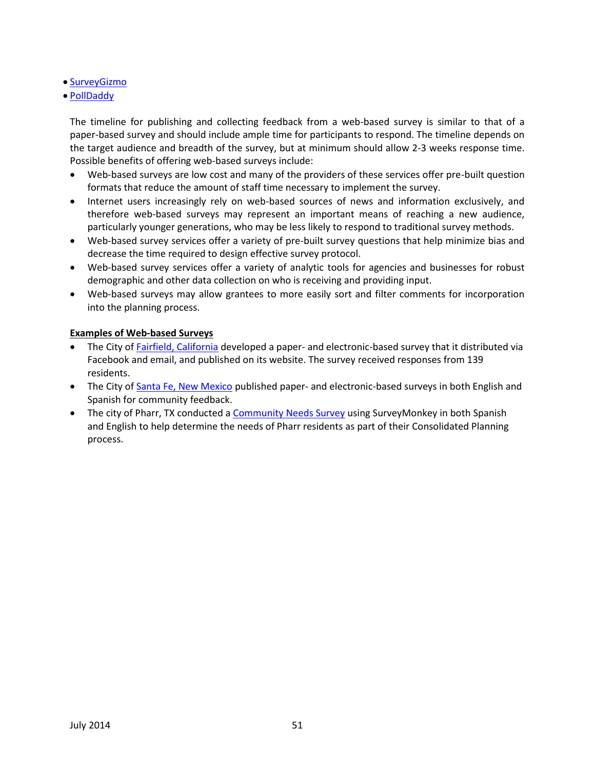- [SurveyGizmo]
- [PollDaddy]

The timeline for publishing and collecting feedback from a web-based survey is similar to that of a paper-based survey and should include ample time for participants to respond. The timeline depends on the target audience and breadth of the survey, but at minimum should allow 2-3 weeks response time. Possible benefits of offering web-based surveys include:

- Web-based surveys are low cost and many of the providers of these services offer pre-built question formats that reduce the amount of staff time necessary to implement the survey.
- Internet users increasingly rely on web-based sources of news and information exclusively, and therefore web-based surveys may represent an important means of reaching a new audience, particularly younger generations, who may be less likely to respond to traditional survey methods.
- Web-based survey services offer a variety of pre-built survey questions that help minimize bias and decrease the time required to design effective survey protocol.
- Web-based survey services offer a variety of analytic tools for agencies and businesses for robust demographic and other data collection on who is receiving and providing input.
- Web-based surveys may allow grantees to more easily sort and filter comments for incorporation into the planning process.

**Examples of Web-based Surveys**

- The City of Fairfield, California developed a paper- and electronic-based survey that it distributed via Facebook and email, and published on its website. The survey received responses from 139 residents.
- The City of Santa Fe, New Mexico published paper- and electronic-based surveys in both English and Spanish for community feedback.
- The city of Pharr, TX conducted a Community Needs Survey using SurveyMonkey in both Spanish and English to help determine the needs of Pharr residents as part of their Consolidated Planning process.